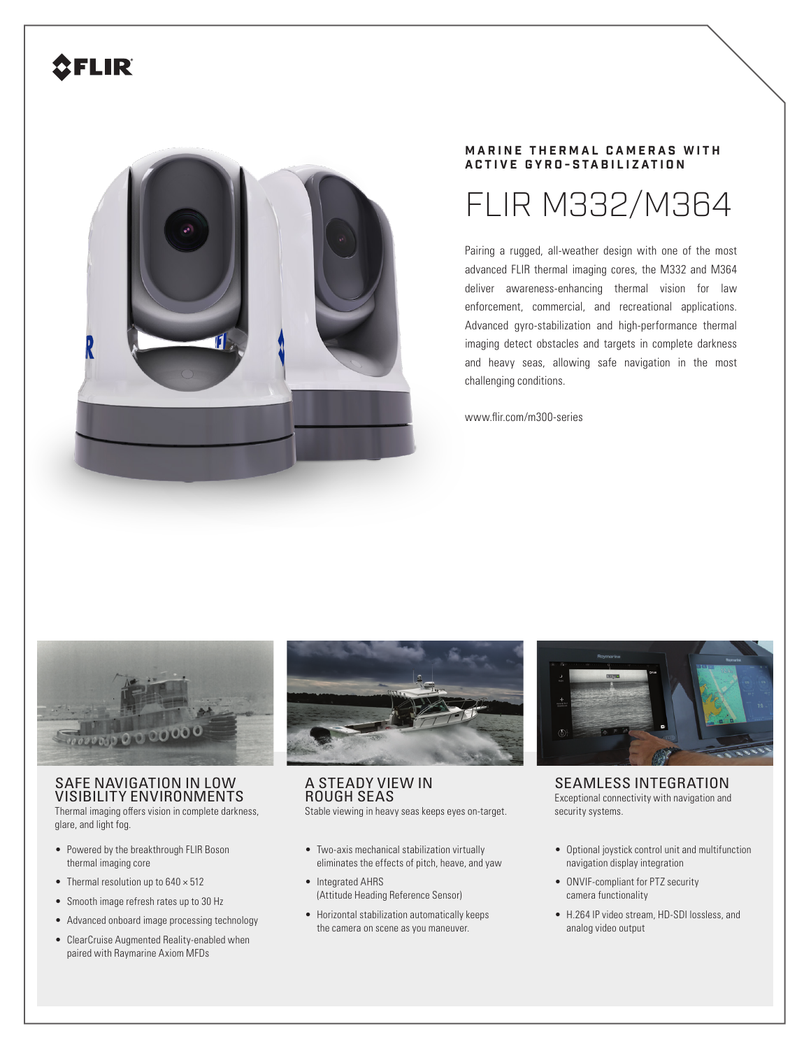FLIR

**MARINE THERMAL CAMERAS WITH ACTIVE GYRO-STABILIZATION**

# FLIR M332/M364

Pairing a rugged, all-weather design with one of the most advanced FLIR thermal imaging cores, the M332 and M364 deliver awareness-enhancing thermal vision for law enforcement, commercial, and recreational applications. Advanced gyro-stabilization and high-performance thermal imaging detect obstacles and targets in complete darkness and heavy seas, allowing safe navigation in the most challenging conditions.

www.flir.com/m300-series

## SAFE NAVIGATION IN LOW VISIBILITY ENVIRONMENTS

Thermal imaging offers vision in complete darkness, glare, and light fog.

- Powered by the breakthrough FLIR Boson thermal imaging core
- Thermal resolution up to 640 × 512
- Smooth image refresh rates up to 30 Hz
- Advanced onboard image processing technology
- ClearCruise Augmented Reality-enabled when paired with Raymarine Axiom MFDs

## A STEADY VIEW IN ROUGH SEAS

Stable viewing in heavy seas keeps eyes on-target.

- Two-axis mechanical stabilization virtually eliminates the effects of pitch, heave, and yaw
- Integrated AHRS (Attitude Heading Reference Sensor)
- Horizontal stabilization automatically keeps the camera on scene as you maneuver.

## SEAMLESS INTEGRATION

Exceptional connectivity with navigation and security systems.

- Optional joystick control unit and multifunction navigation display integration
- ONVIF-compliant for PTZ security camera functionality
- H.264 IP video stream, HD-SDI lossless, and analog video output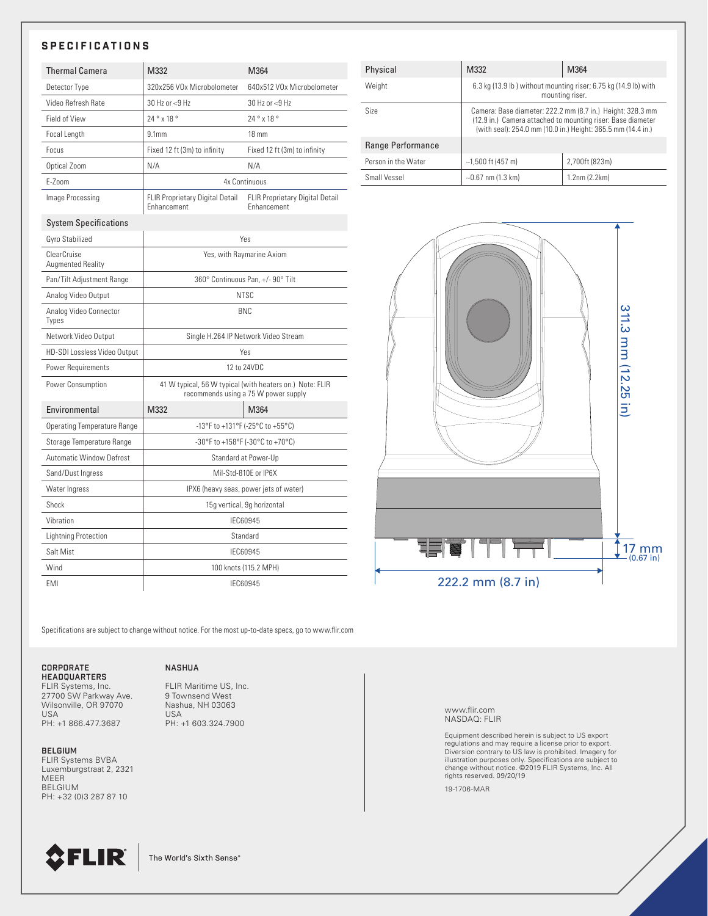## SPECIFICATIONS

| Thermal Camera | M332 | M364 |
|---|---|---|
| Detector Type | 320x256 VOx Microbolometer | 640x512 VOx Microbolometer |
| Video Refresh Rate | 30 Hz or <9 Hz | 30 Hz or <9 Hz |
| Field of View | 24 ° x 18 ° | 24 ° x 18 ° |
| Focal Length | 9.1mm | 18 mm |
| Focus | Fixed 12 ft (3m) to infinity | Fixed 12 ft (3m) to infinity |
| Optical Zoom | N/A | N/A |
| E-Zoom | 4x Continuous | |
| Image Processing | FLIR Proprietary Digital Detail Enhancement | FLIR Proprietary Digital Detail Enhancement |

| System Specifications | |
|---|---|
| Gyro Stabilized | Yes |
| ClearCruise Augmented Reality | Yes, with Raymarine Axiom |
| Pan/Tilt Adjustment Range | 360° Continuous Pan, +/- 90° Tilt |
| Analog Video Output | NTSC |
| Analog Video Connector Types | BNC |
| Network Video Output | Single H.264 IP Network Video Stream |
| HD-SDI Lossless Video Output | Yes |
| Power Requirements | 12 to 24VDC |
| Power Consumption | 41 W typical, 56 W typical (with heaters on.) Note: FLIR recommends using a 75 W power supply |

| Environmental | M332 | M364 |
|---|---|---|
| Operating Temperature Range | -13°F to +131°F (-25°C to +55°C) | |
| Storage Temperature Range | -30°F to +158°F (-30°C to +70°C) | |
| Automatic Window Defrost | Standard at Power-Up | |
| Sand/Dust Ingress | Mil-Std-810E or IP6X | |
| Water Ingress | IPX6 (heavy seas, power jets of water) | |
| Shock | 15g vertical, 9g horizontal | |
| Vibration | IEC60945 | |
| Lightning Protection | Standard | |
| Salt Mist | IEC60945 | |
| Wind | 100 knots (115.2 MPH) | |
| EMI | IEC60945 | |

| Physical | M332 | M364 |
|---|---|---|
| Weight | 6.3 kg (13.9 lb ) without mounting riser; 6.75 kg (14.9 lb) with mounting riser. | |
| Size | Camera: Base diameter: 222.2 mm (8.7 in.) Height: 328.3 mm (12.9 in.) Camera attached to mounting riser: Base diameter (with seal): 254.0 mm (10.0 in.) Height: 365.5 mm (14.4 in.) | |
| **Range Performance** | | |
| Person in the Water | ~1,500 ft (457 m) | 2,700ft (823m) |
| Small Vessel | ~0.67 nm (1.3 km) | 1.2nm (2.2km) |

311.3 mm (12.25 in)

17 mm (0.67 in)

222.2 mm (8.7 in)

Specifications are subject to change without notice. For the most up-to-date specs, go to www.flir.com

**CORPORATE HEADQUARTERS**
FLIR Systems, Inc.
27700 SW Parkway Ave.
Wilsonville, OR 97070
USA
PH: +1 866.477.3687

**BELGIUM**
FLIR Systems BVBA
Luxemburgstraat 2, 2321
MEER
BELGIUM
PH: +32 (0)3 287 87 10

**NASHUA**
FLIR Maritime US, Inc.
9 Townsend West
Nashua, NH 03063
USA
PH: +1 603.324.7900

www.flir.com
NASDAQ: FLIR

Equipment described herein is subject to US export regulations and may require a license prior to export. Diversion contrary to US law is prohibited. Imagery for illustration purposes only. Specifications are subject to change without notice. ©2019 FLIR Systems, Inc. All rights reserved. 09/20/19

19-1706-MAR

FLIR The World's Sixth Sense®